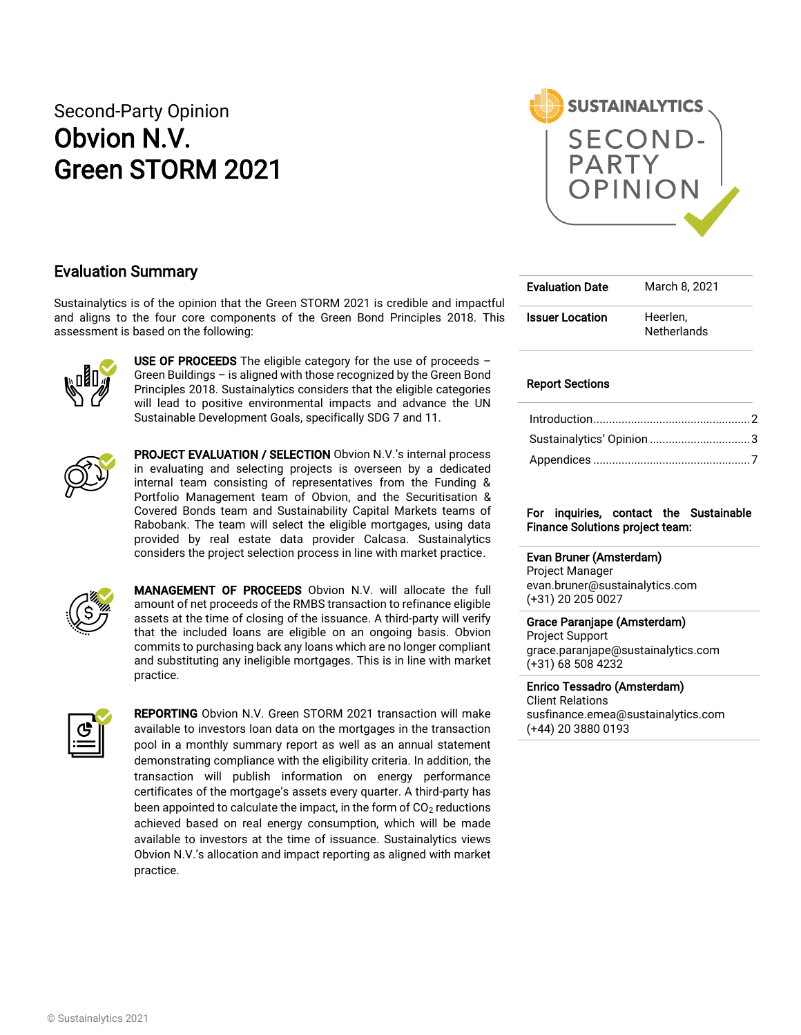Second-Party Opinion

# Obvion N.V.
# Green STORM 2021

## Evaluation Summary

Sustainalytics is of the opinion that the Green STORM 2021 is credible and impactful and aligns to the four core components of the Green Bond Principles 2018. This assessment is based on the following:

**USE OF PROCEEDS** The eligible category for the use of proceeds – Green Buildings – is aligned with those recognized by the Green Bond Principles 2018. Sustainalytics considers that the eligible categories will lead to positive environmental impacts and advance the UN Sustainable Development Goals, specifically SDG 7 and 11.

**PROJECT EVALUATION / SELECTION** Obvion N.V.'s internal process in evaluating and selecting projects is overseen by a dedicated internal team consisting of representatives from the Funding & Portfolio Management team of Obvion, and the Securitisation & Covered Bonds team and Sustainability Capital Markets teams of Rabobank. The team will select the eligible mortgages, using data provided by real estate data provider Calcasa. Sustainalytics considers the project selection process in line with market practice.

**MANAGEMENT OF PROCEEDS** Obvion N.V. will allocate the full amount of net proceeds of the RMBS transaction to refinance eligible assets at the time of closing of the issuance. A third-party will verify that the included loans are eligible on an ongoing basis. Obvion commits to purchasing back any loans which are no longer compliant and substituting any ineligible mortgages. This is in line with market practice.

**REPORTING** Obvion N.V. Green STORM 2021 transaction will make available to investors loan data on the mortgages in the transaction pool in a monthly summary report as well as an annual statement demonstrating compliance with the eligibility criteria. In addition, the transaction will publish information on energy performance certificates of the mortgage's assets every quarter. A third-party has been appointed to calculate the impact, in the form of $CO_2$ reductions achieved based on real energy consumption, which will be made available to investors at the time of issuance. Sustainalytics views Obvion N.V.'s allocation and impact reporting as aligned with market practice.

| | |
|---|---|
| **Evaluation Date** | March 8, 2021 |
| **Issuer Location** | Heerlen, Netherlands |

**Report Sections**

- Introduction ..... 2
- Sustainalytics' Opinion ..... 3
- Appendices ..... 7

**For inquiries, contact the Sustainable Finance Solutions project team:**

**Evan Bruner (Amsterdam)**
Project Manager
evan.bruner@sustainalytics.com
(+31) 20 205 0027

**Grace Paranjape (Amsterdam)**
Project Support
grace.paranjape@sustainalytics.com
(+31) 68 508 4232

**Enrico Tessadro (Amsterdam)**
Client Relations
susfinance.emea@sustainalytics.com
(+44) 20 3880 0193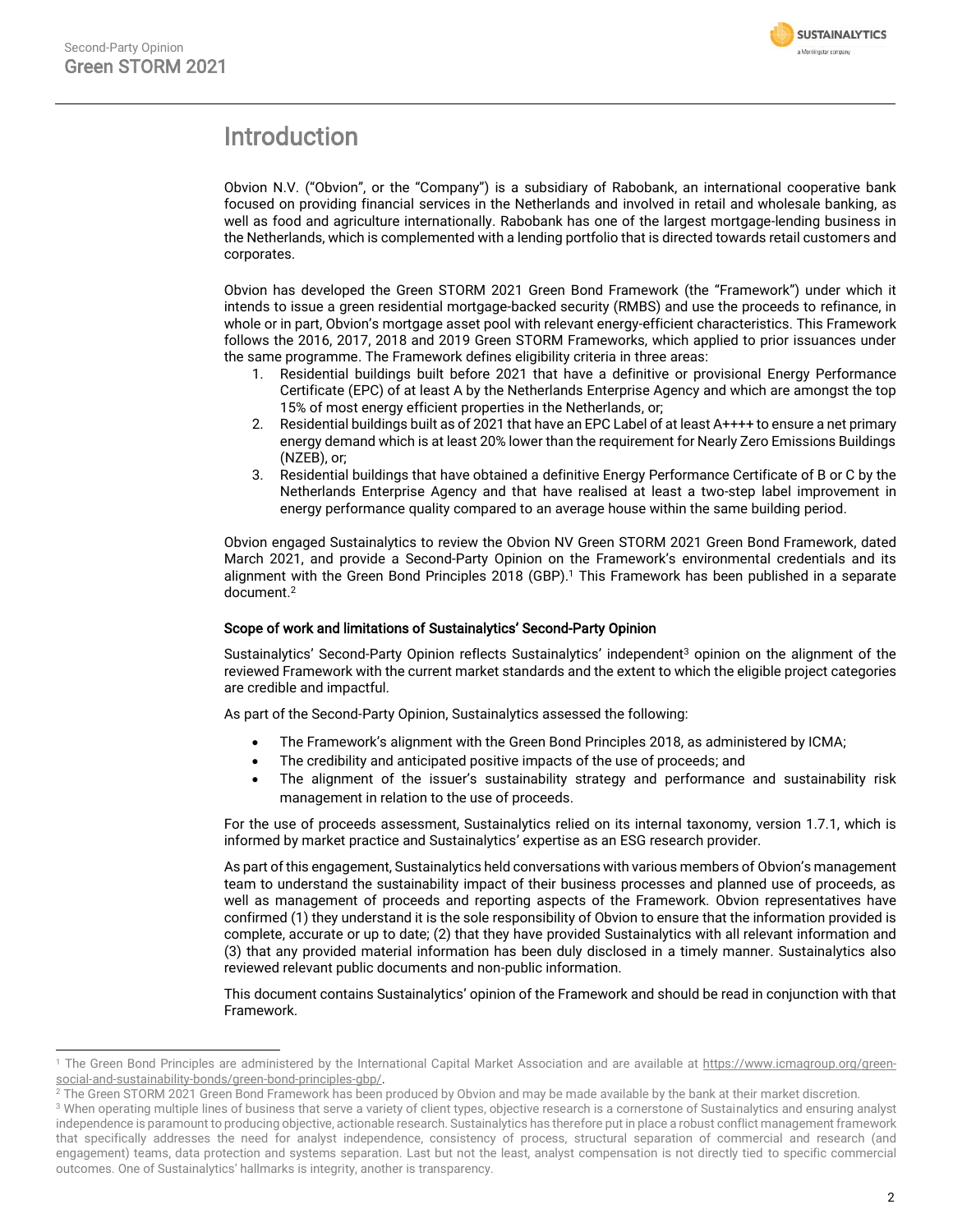# Introduction

Obvion N.V. ("Obvion", or the "Company") is a subsidiary of Rabobank, an international cooperative bank focused on providing financial services in the Netherlands and involved in retail and wholesale banking, as well as food and agriculture internationally. Rabobank has one of the largest mortgage-lending business in the Netherlands, which is complemented with a lending portfolio that is directed towards retail customers and corporates.

Obvion has developed the Green STORM 2021 Green Bond Framework (the "Framework") under which it intends to issue a green residential mortgage-backed security (RMBS) and use the proceeds to refinance, in whole or in part, Obvion's mortgage asset pool with relevant energy-efficient characteristics. This Framework follows the 2016, 2017, 2018 and 2019 Green STORM Frameworks, which applied to prior issuances under the same programme. The Framework defines eligibility criteria in three areas:

1. Residential buildings built before 2021 that have a definitive or provisional Energy Performance Certificate (EPC) of at least A by the Netherlands Enterprise Agency and which are amongst the top 15% of most energy efficient properties in the Netherlands, or;
2. Residential buildings built as of 2021 that have an EPC Label of at least A++++ to ensure a net primary energy demand which is at least 20% lower than the requirement for Nearly Zero Emissions Buildings (NZEB), or;
3. Residential buildings that have obtained a definitive Energy Performance Certificate of B or C by the Netherlands Enterprise Agency and that have realised at least a two-step label improvement in energy performance quality compared to an average house within the same building period.

Obvion engaged Sustainalytics to review the Obvion NV Green STORM 2021 Green Bond Framework, dated March 2021, and provide a Second-Party Opinion on the Framework's environmental credentials and its alignment with the Green Bond Principles 2018 (GBP).[1] This Framework has been published in a separate document.[2]

**Scope of work and limitations of Sustainalytics' Second-Party Opinion**

Sustainalytics' Second-Party Opinion reflects Sustainalytics' independent[3] opinion on the alignment of the reviewed Framework with the current market standards and the extent to which the eligible project categories are credible and impactful.

As part of the Second-Party Opinion, Sustainalytics assessed the following:

- The Framework's alignment with the Green Bond Principles 2018, as administered by ICMA;
- The credibility and anticipated positive impacts of the use of proceeds; and
- The alignment of the issuer's sustainability strategy and performance and sustainability risk management in relation to the use of proceeds.

For the use of proceeds assessment, Sustainalytics relied on its internal taxonomy, version 1.7.1, which is informed by market practice and Sustainalytics' expertise as an ESG research provider.

As part of this engagement, Sustainalytics held conversations with various members of Obvion's management team to understand the sustainability impact of their business processes and planned use of proceeds, as well as management of proceeds and reporting aspects of the Framework. Obvion representatives have confirmed (1) they understand it is the sole responsibility of Obvion to ensure that the information provided is complete, accurate or up to date; (2) that they have provided Sustainalytics with all relevant information and (3) that any provided material information has been duly disclosed in a timely manner. Sustainalytics also reviewed relevant public documents and non-public information.

This document contains Sustainalytics' opinion of the Framework and should be read in conjunction with that Framework.

---

[1] The Green Bond Principles are administered by the International Capital Market Association and are available at https://www.icmagroup.org/green-social-and-sustainability-bonds/green-bond-principles-gbp/.

[2] The Green STORM 2021 Green Bond Framework has been produced by Obvion and may be made available by the bank at their market discretion.

[3] When operating multiple lines of business that serve a variety of client types, objective research is a cornerstone of Sustainalytics and ensuring analyst independence is paramount to producing objective, actionable research. Sustainalytics has therefore put in place a robust conflict management framework that specifically addresses the need for analyst independence, consistency of process, structural separation of commercial and research (and engagement) teams, data protection and systems separation. Last but not the least, analyst compensation is not directly tied to specific commercial outcomes. One of Sustainalytics' hallmarks is integrity, another is transparency.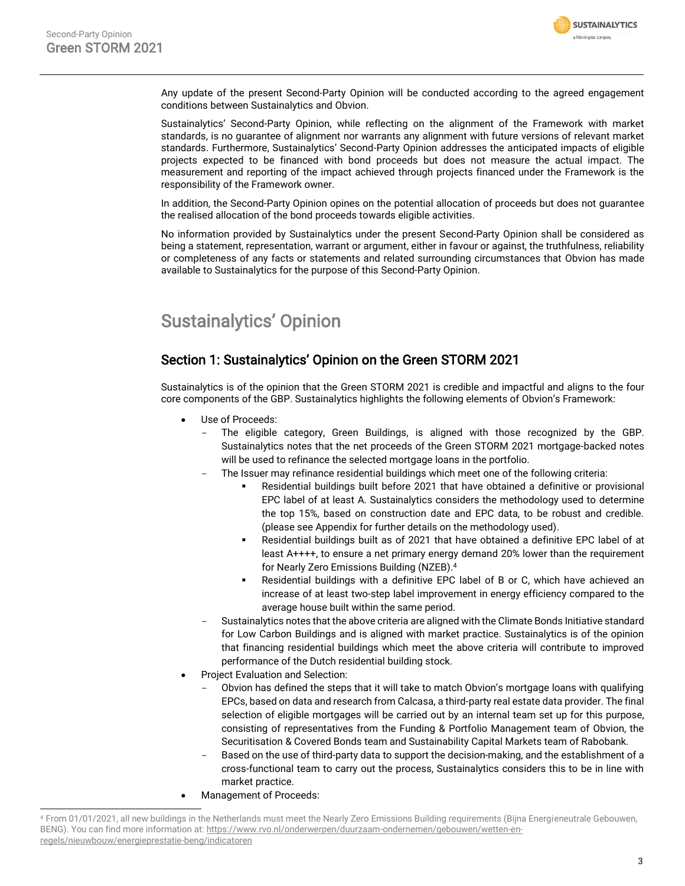Any update of the present Second-Party Opinion will be conducted according to the agreed engagement conditions between Sustainalytics and Obvion.

Sustainalytics' Second-Party Opinion, while reflecting on the alignment of the Framework with market standards, is no guarantee of alignment nor warrants any alignment with future versions of relevant market standards. Furthermore, Sustainalytics' Second-Party Opinion addresses the anticipated impacts of eligible projects expected to be financed with bond proceeds but does not measure the actual impact. The measurement and reporting of the impact achieved through projects financed under the Framework is the responsibility of the Framework owner.

In addition, the Second-Party Opinion opines on the potential allocation of proceeds but does not guarantee the realised allocation of the bond proceeds towards eligible activities.

No information provided by Sustainalytics under the present Second-Party Opinion shall be considered as being a statement, representation, warrant or argument, either in favour or against, the truthfulness, reliability or completeness of any facts or statements and related surrounding circumstances that Obvion has made available to Sustainalytics for the purpose of this Second-Party Opinion.

# Sustainalytics' Opinion

## Section 1: Sustainalytics' Opinion on the Green STORM 2021

Sustainalytics is of the opinion that the Green STORM 2021 is credible and impactful and aligns to the four core components of the GBP. Sustainalytics highlights the following elements of Obvion's Framework:

- Use of Proceeds:
  - The eligible category, Green Buildings, is aligned with those recognized by the GBP. Sustainalytics notes that the net proceeds of the Green STORM 2021 mortgage-backed notes will be used to refinance the selected mortgage loans in the portfolio.
  - The Issuer may refinance residential buildings which meet one of the following criteria:
    - Residential buildings built before 2021 that have obtained a definitive or provisional EPC label of at least A. Sustainalytics considers the methodology used to determine the top 15%, based on construction date and EPC data, to be robust and credible. (please see Appendix for further details on the methodology used).
    - Residential buildings built as of 2021 that have obtained a definitive EPC label of at least A++++, to ensure a net primary energy demand 20% lower than the requirement for Nearly Zero Emissions Building (NZEB).[4]
    - Residential buildings with a definitive EPC label of B or C, which have achieved an increase of at least two-step label improvement in energy efficiency compared to the average house built within the same period.
  - Sustainalytics notes that the above criteria are aligned with the Climate Bonds Initiative standard for Low Carbon Buildings and is aligned with market practice. Sustainalytics is of the opinion that financing residential buildings which meet the above criteria will contribute to improved performance of the Dutch residential building stock.
- Project Evaluation and Selection:
  - Obvion has defined the steps that it will take to match Obvion's mortgage loans with qualifying EPCs, based on data and research from Calcasa, a third-party real estate data provider. The final selection of eligible mortgages will be carried out by an internal team set up for this purpose, consisting of representatives from the Funding & Portfolio Management team of Obvion, the Securitisation & Covered Bonds team and Sustainability Capital Markets team of Rabobank.
  - Based on the use of third-party data to support the decision-making, and the establishment of a cross-functional team to carry out the process, Sustainalytics considers this to be in line with market practice.
- Management of Proceeds:

[4] From 01/01/2021, all new buildings in the Netherlands must meet the Nearly Zero Emissions Building requirements (Bijna Energieneutrale Gebouwen, BENG). You can find more information at: https://www.rvo.nl/onderwerpen/duurzaam-ondernemen/gebouwen/wetten-en-regels/nieuwbouw/energieprestatie-beng/indicatoren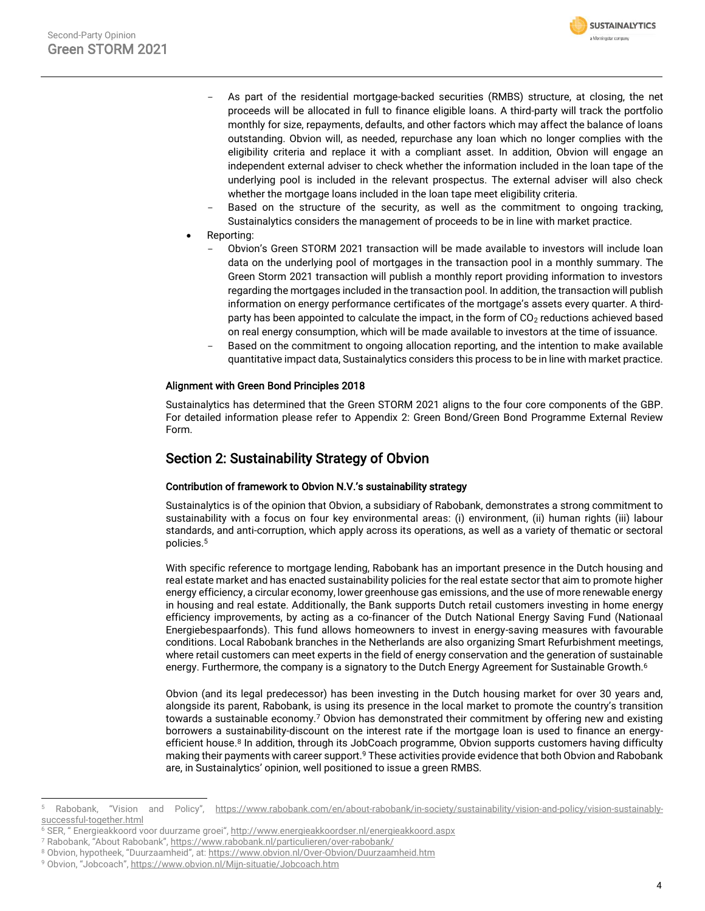- As part of the residential mortgage-backed securities (RMBS) structure, at closing, the net proceeds will be allocated in full to finance eligible loans. A third-party will track the portfolio monthly for size, repayments, defaults, and other factors which may affect the balance of loans outstanding. Obvion will, as needed, repurchase any loan which no longer complies with the eligibility criteria and replace it with a compliant asset. In addition, Obvion will engage an independent external adviser to check whether the information included in the loan tape of the underlying pool is included in the relevant prospectus. The external adviser will also check whether the mortgage loans included in the loan tape meet eligibility criteria.
    - Based on the structure of the security, as well as the commitment to ongoing tracking, Sustainalytics considers the management of proceeds to be in line with market practice.
- Reporting:
    - Obvion's Green STORM 2021 transaction will be made available to investors will include loan data on the underlying pool of mortgages in the transaction pool in a monthly summary. The Green Storm 2021 transaction will publish a monthly report providing information to investors regarding the mortgages included in the transaction pool. In addition, the transaction will publish information on energy performance certificates of the mortgage's assets every quarter. A third-party has been appointed to calculate the impact, in the form of $CO_2$ reductions achieved based on real energy consumption, which will be made available to investors at the time of issuance.
    - Based on the commitment to ongoing allocation reporting, and the intention to make available quantitative impact data, Sustainalytics considers this process to be in line with market practice.

#### Alignment with Green Bond Principles 2018

Sustainalytics has determined that the Green STORM 2021 aligns to the four core components of the GBP. For detailed information please refer to Appendix 2: Green Bond/Green Bond Programme External Review Form.

## Section 2: Sustainability Strategy of Obvion

#### Contribution of framework to Obvion N.V.'s sustainability strategy

Sustainalytics is of the opinion that Obvion, a subsidiary of Rabobank, demonstrates a strong commitment to sustainability with a focus on four key environmental areas: (i) environment, (ii) human rights (iii) labour standards, and anti-corruption, which apply across its operations, as well as a variety of thematic or sectoral policies.[5]

With specific reference to mortgage lending, Rabobank has an important presence in the Dutch housing and real estate market and has enacted sustainability policies for the real estate sector that aim to promote higher energy efficiency, a circular economy, lower greenhouse gas emissions, and the use of more renewable energy in housing and real estate. Additionally, the Bank supports Dutch retail customers investing in home energy efficiency improvements, by acting as a co-financer of the Dutch National Energy Saving Fund (Nationaal Energiebespaarfonds). This fund allows homeowners to invest in energy-saving measures with favourable conditions. Local Rabobank branches in the Netherlands are also organizing Smart Refurbishment meetings, where retail customers can meet experts in the field of energy conservation and the generation of sustainable energy. Furthermore, the company is a signatory to the Dutch Energy Agreement for Sustainable Growth.[6]

Obvion (and its legal predecessor) has been investing in the Dutch housing market for over 30 years and, alongside its parent, Rabobank, is using its presence in the local market to promote the country's transition towards a sustainable economy.[7] Obvion has demonstrated their commitment by offering new and existing borrowers a sustainability-discount on the interest rate if the mortgage loan is used to finance an energy-efficient house.[8] In addition, through its JobCoach programme, Obvion supports customers having difficulty making their payments with career support.[9] These activities provide evidence that both Obvion and Rabobank are, in Sustainalytics' opinion, well positioned to issue a green RMBS.

---

[5] Rabobank, "Vision and Policy", https://www.rabobank.com/en/about-rabobank/in-society/sustainability/vision-and-policy/vision-sustainably-successful-together.html

[6] SER, " Energieakkoord voor duurzame groei", http://www.energieakkoordser.nl/energieakkoord.aspx

[7] Rabobank, "About Rabobank", https://www.rabobank.nl/particulieren/over-rabobank/

[8] Obvion, hypotheek, "Duurzaamheid", at: https://www.obvion.nl/Over-Obvion/Duurzaamheid.htm

[9] Obvion, "Jobcoach", https://www.obvion.nl/Mijn-situatie/Jobcoach.htm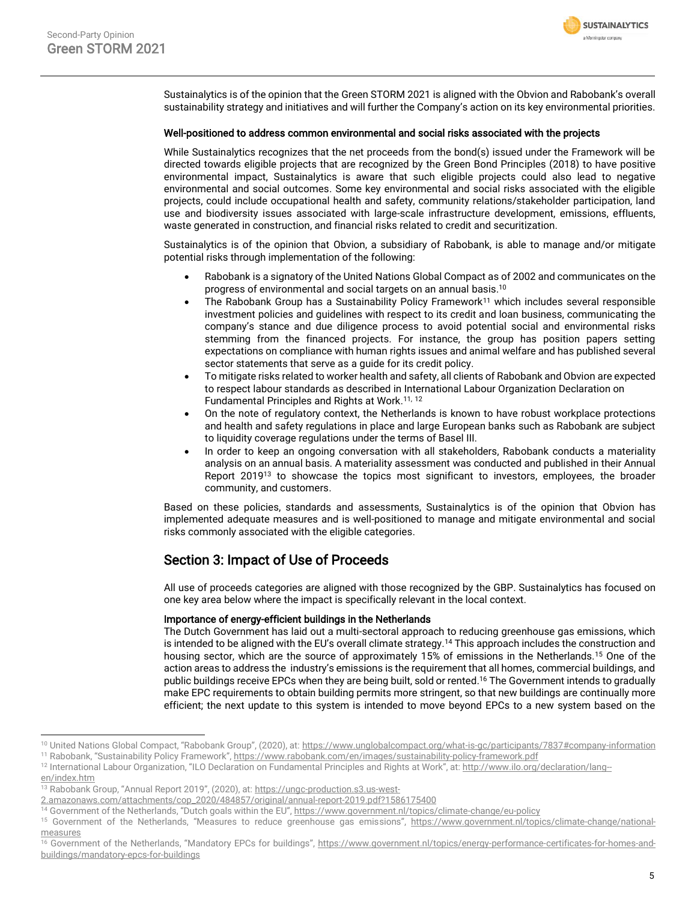Sustainalytics is of the opinion that the Green STORM 2021 is aligned with the Obvion and Rabobank's overall sustainability strategy and initiatives and will further the Company's action on its key environmental priorities.

**Well-positioned to address common environmental and social risks associated with the projects**

While Sustainalytics recognizes that the net proceeds from the bond(s) issued under the Framework will be directed towards eligible projects that are recognized by the Green Bond Principles (2018) to have positive environmental impact, Sustainalytics is aware that such eligible projects could also lead to negative environmental and social outcomes. Some key environmental and social risks associated with the eligible projects, could include occupational health and safety, community relations/stakeholder participation, land use and biodiversity issues associated with large-scale infrastructure development, emissions, effluents, waste generated in construction, and financial risks related to credit and securitization.

Sustainalytics is of the opinion that Obvion, a subsidiary of Rabobank, is able to manage and/or mitigate potential risks through implementation of the following:

- Rabobank is a signatory of the United Nations Global Compact as of 2002 and communicates on the progress of environmental and social targets on an annual basis.[10]
- The Rabobank Group has a Sustainability Policy Framework[11] which includes several responsible investment policies and guidelines with respect to its credit and loan business, communicating the company's stance and due diligence process to avoid potential social and environmental risks stemming from the financed projects. For instance, the group has position papers setting expectations on compliance with human rights issues and animal welfare and has published several sector statements that serve as a guide for its credit policy.
- To mitigate risks related to worker health and safety, all clients of Rabobank and Obvion are expected to respect labour standards as described in International Labour Organization Declaration on Fundamental Principles and Rights at Work.[11, 12]
- On the note of regulatory context, the Netherlands is known to have robust workplace protections and health and safety regulations in place and large European banks such as Rabobank are subject to liquidity coverage regulations under the terms of Basel III.
- In order to keep an ongoing conversation with all stakeholders, Rabobank conducts a materiality analysis on an annual basis. A materiality assessment was conducted and published in their Annual Report 2019[13] to showcase the topics most significant to investors, employees, the broader community, and customers.

Based on these policies, standards and assessments, Sustainalytics is of the opinion that Obvion has implemented adequate measures and is well-positioned to manage and mitigate environmental and social risks commonly associated with the eligible categories.

## Section 3: Impact of Use of Proceeds

All use of proceeds categories are aligned with those recognized by the GBP. Sustainalytics has focused on one key area below where the impact is specifically relevant in the local context.

**Importance of energy-efficient buildings in the Netherlands**

The Dutch Government has laid out a multi-sectoral approach to reducing greenhouse gas emissions, which is intended to be aligned with the EU's overall climate strategy.[14] This approach includes the construction and housing sector, which are the source of approximately 15% of emissions in the Netherlands.[15] One of the action areas to address the industry's emissions is the requirement that all homes, commercial buildings, and public buildings receive EPCs when they are being built, sold or rented.[16] The Government intends to gradually make EPC requirements to obtain building permits more stringent, so that new buildings are continually more efficient; the next update to this system is intended to move beyond EPCs to a new system based on the

---

[10] United Nations Global Compact, "Rabobank Group", (2020), at: https://www.unglobalcompact.org/what-is-gc/participants/7837#company-information

[11] Rabobank, "Sustainability Policy Framework", https://www.rabobank.com/en/images/sustainability-policy-framework.pdf

[12] International Labour Organization, "ILO Declaration on Fundamental Principles and Rights at Work", at: http://www.ilo.org/declaration/lang--en/index.htm

[13] Rabobank Group, "Annual Report 2019", (2020), at: https://ungc-production.s3.us-west-2.amazonaws.com/attachments/cop_2020/484857/original/annual-report-2019.pdf?1586175400

[14] Government of the Netherlands, "Dutch goals within the EU", https://www.government.nl/topics/climate-change/eu-policy

[15] Government of the Netherlands, "Measures to reduce greenhouse gas emissions", https://www.government.nl/topics/climate-change/national-measures

[16] Government of the Netherlands, "Mandatory EPCs for buildings", https://www.government.nl/topics/energy-performance-certificates-for-homes-and-buildings/mandatory-epcs-for-buildings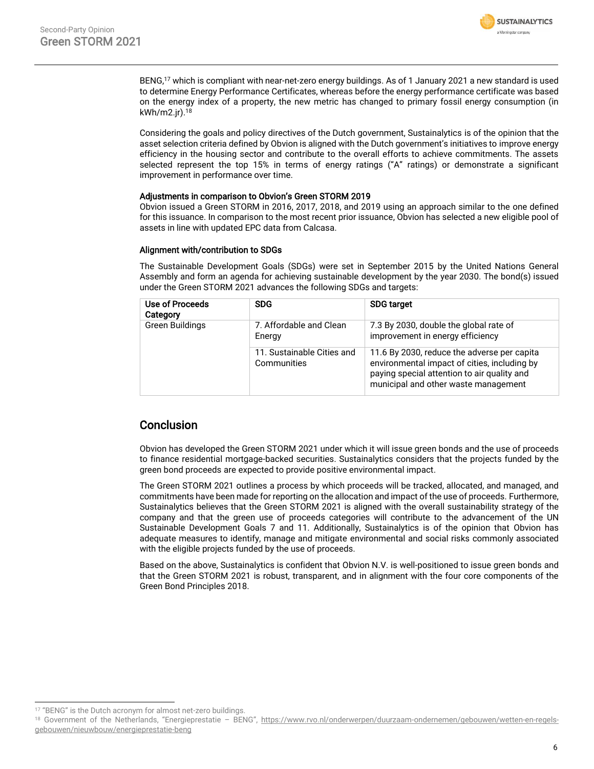BENG,[17] which is compliant with near-net-zero energy buildings. As of 1 January 2021 a new standard is used to determine Energy Performance Certificates, whereas before the energy performance certificate was based on the energy index of a property, the new metric has changed to primary fossil energy consumption (in kWh/m2.jr).[18]

Considering the goals and policy directives of the Dutch government, Sustainalytics is of the opinion that the asset selection criteria defined by Obvion is aligned with the Dutch government's initiatives to improve energy efficiency in the housing sector and contribute to the overall efforts to achieve commitments. The assets selected represent the top 15% in terms of energy ratings ("A" ratings) or demonstrate a significant improvement in performance over time.

### Adjustments in comparison to Obvion's Green STORM 2019

Obvion issued a Green STORM in 2016, 2017, 2018, and 2019 using an approach similar to the one defined for this issuance. In comparison to the most recent prior issuance, Obvion has selected a new eligible pool of assets in line with updated EPC data from Calcasa.

### Alignment with/contribution to SDGs

The Sustainable Development Goals (SDGs) were set in September 2015 by the United Nations General Assembly and form an agenda for achieving sustainable development by the year 2030. The bond(s) issued under the Green STORM 2021 advances the following SDGs and targets:

| Use of Proceeds Category | SDG | SDG target |
|---|---|---|
| Green Buildings | 7. Affordable and Clean Energy | 7.3 By 2030, double the global rate of improvement in energy efficiency |
| | 11. Sustainable Cities and Communities | 11.6 By 2030, reduce the adverse per capita environmental impact of cities, including by paying special attention to air quality and municipal and other waste management |

## Conclusion

Obvion has developed the Green STORM 2021 under which it will issue green bonds and the use of proceeds to finance residential mortgage-backed securities. Sustainalytics considers that the projects funded by the green bond proceeds are expected to provide positive environmental impact.

The Green STORM 2021 outlines a process by which proceeds will be tracked, allocated, and managed, and commitments have been made for reporting on the allocation and impact of the use of proceeds. Furthermore, Sustainalytics believes that the Green STORM 2021 is aligned with the overall sustainability strategy of the company and that the green use of proceeds categories will contribute to the advancement of the UN Sustainable Development Goals 7 and 11. Additionally, Sustainalytics is of the opinion that Obvion has adequate measures to identify, manage and mitigate environmental and social risks commonly associated with the eligible projects funded by the use of proceeds.

Based on the above, Sustainalytics is confident that Obvion N.V. is well-positioned to issue green bonds and that the Green STORM 2021 is robust, transparent, and in alignment with the four core components of the Green Bond Principles 2018.

---

[17] "BENG" is the Dutch acronym for almost net-zero buildings.

[18] Government of the Netherlands, "Energieprestatie – BENG", https://www.rvo.nl/onderwerpen/duurzaam-ondernemen/gebouwen/wetten-en-regels-gebouwen/nieuwbouw/energieprestatie-beng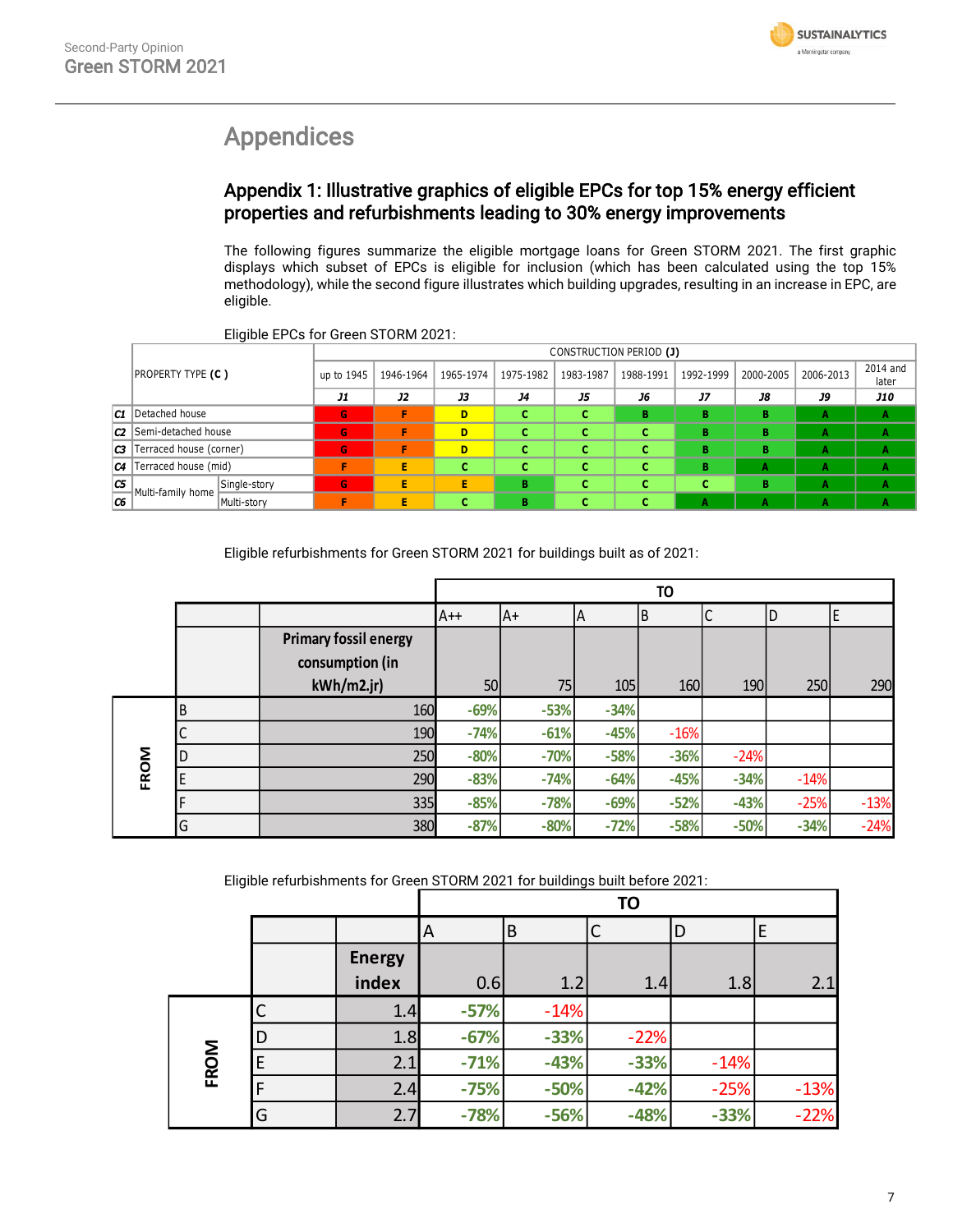# Appendices

## Appendix 1: Illustrative graphics of eligible EPCs for top 15% energy efficient properties and refurbishments leading to 30% energy improvements

The following figures summarize the eligible mortgage loans for Green STORM 2021. The first graphic displays which subset of EPCs is eligible for inclusion (which has been calculated using the top 15% methodology), while the second figure illustrates which building upgrades, resulting in an increase in EPC, are eligible.

Eligible EPCs for Green STORM 2021:

| | PROPERTY TYPE (C) | | CONSTRUCTION PERIOD (J) | | | | | | | | | |
|---|---|---|---|---|---|---|---|---|---|---|---|---|
| | | | up to 1945 | 1946-1964 | 1965-1974 | 1975-1982 | 1983-1987 | 1988-1991 | 1992-1999 | 2000-2005 | 2006-2013 | 2014 and later |
| | | | J1 | J2 | J3 | J4 | J5 | J6 | J7 | J8 | J9 | J10 |
| C1 | Detached house | | G | F | D | C | C | B | B | B | A | A |
| C2 | Semi-detached house | | G | F | D | C | C | C | B | B | A | A |
| C3 | Terraced house (corner) | | G | F | D | C | C | C | B | B | A | A |
| C4 | Terraced house (mid) | | F | E | C | C | C | C | B | A | A | A |
| C5 | Multi-family home | Single-story | G | E | E | B | C | C | C | B | A | A |
| C6 | Multi-family home | Multi-story | F | E | C | B | C | C | A | A | A | A |

Eligible refurbishments for Green STORM 2021 for buildings built as of 2021:

| | | | TO | | | | | | |
|---|---|---|---|---|---|---|---|---|---|
| | | | A++ | A+ | A | B | C | D | E |
| | | Primary fossil energy consumption (in kWh/m2.jr) | 50 | 75 | 105 | 160 | 190 | 250 | 290 |
| FROM | B | 160 | -69% | -53% | -34% | | | | |
| | C | 190 | -74% | -61% | -45% | -16% | | | |
| | D | 250 | -80% | -70% | -58% | -36% | -24% | | |
| | E | 290 | -83% | -74% | -64% | -45% | -34% | -14% | |
| | F | 335 | -85% | -78% | -69% | -52% | -43% | -25% | -13% |
| | G | 380 | -87% | -80% | -72% | -58% | -50% | -34% | -24% |

Eligible refurbishments for Green STORM 2021 for buildings built before 2021:

| | | | TO | | | | |
|---|---|---|---|---|---|---|---|
| | | | A | B | C | D | E |
| | | Energy index | 0.6 | 1.2 | 1.4 | 1.8 | 2.1 |
| FROM | C | 1.4 | -57% | -14% | | | |
| | D | 1.8 | -67% | -33% | -22% | | |
| | E | 2.1 | -71% | -43% | -33% | -14% | |
| | F | 2.4 | -75% | -50% | -42% | -25% | -13% |
| | G | 2.7 | -78% | -56% | -48% | -33% | -22% |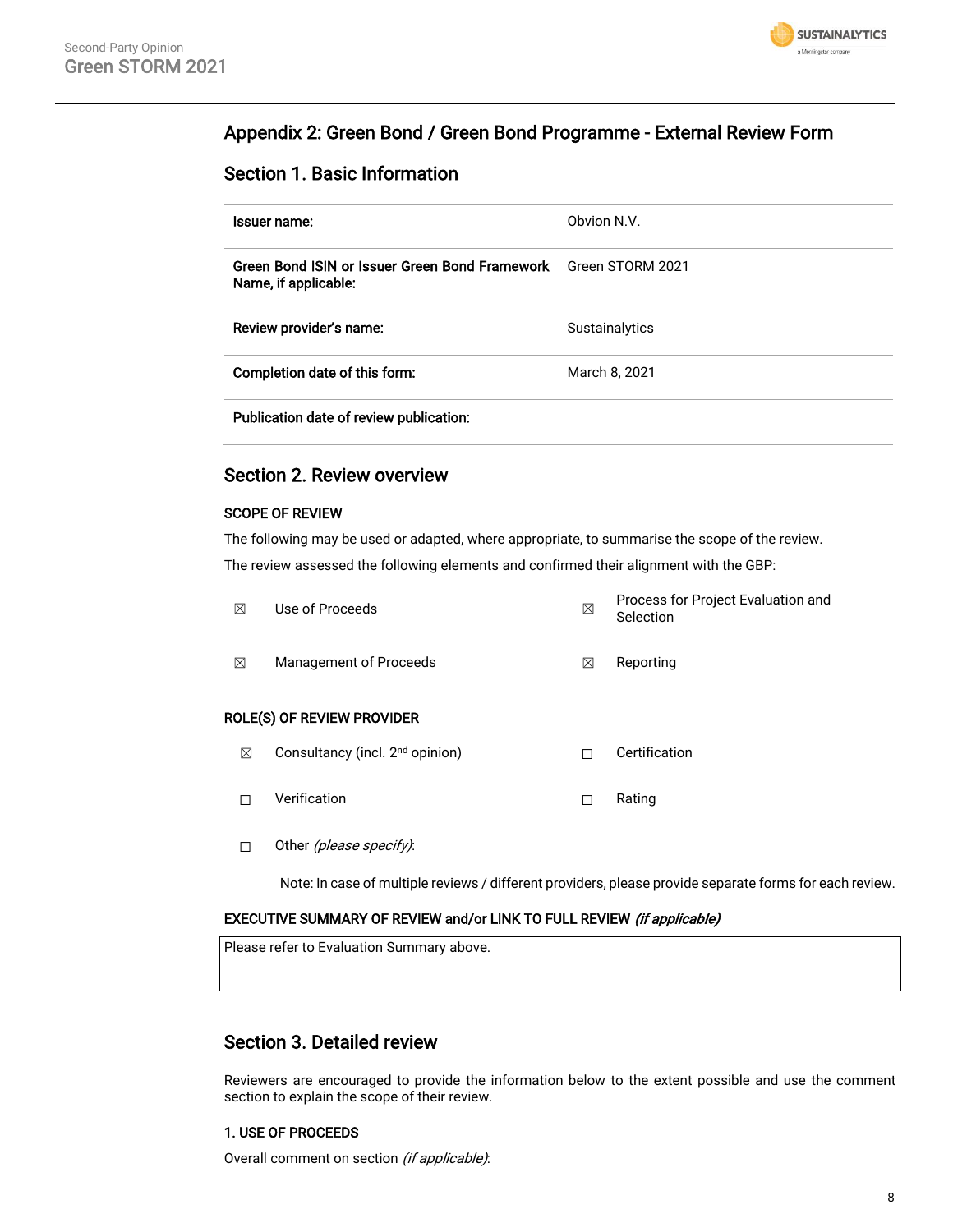## Appendix 2: Green Bond / Green Bond Programme - External Review Form

### Section 1. Basic Information

| | |
|---|---|
| **Issuer name:** | Obvion N.V. |
| **Green Bond ISIN or Issuer Green Bond Framework Name, if applicable:** | Green STORM 2021 |
| **Review provider's name:** | Sustainalytics |
| **Completion date of this form:** | March 8, 2021 |
| **Publication date of review publication:** | |

### Section 2. Review overview

**SCOPE OF REVIEW**

The following may be used or adapted, where appropriate, to summarise the scope of the review.

The review assessed the following elements and confirmed their alignment with the GBP:

| | | | |
|---|---|---|---|
| ☒ | Use of Proceeds | ☒ | Process for Project Evaluation and Selection |
| ☒ | Management of Proceeds | ☒ | Reporting |

**ROLE(S) OF REVIEW PROVIDER**

| | | | |
|---|---|---|---|
| ☒ | Consultancy (incl. 2nd opinion) | ☐ | Certification |
| ☐ | Verification | ☐ | Rating |
| ☐ | Other *(please specify)*: | | |

Note: In case of multiple reviews / different providers, please provide separate forms for each review.

**EXECUTIVE SUMMARY OF REVIEW and/or LINK TO FULL REVIEW** ***(if applicable)***

Please refer to Evaluation Summary above.

### Section 3. Detailed review

Reviewers are encouraged to provide the information below to the extent possible and use the comment section to explain the scope of their review.

**1. USE OF PROCEEDS**

Overall comment on section *(if applicable)*: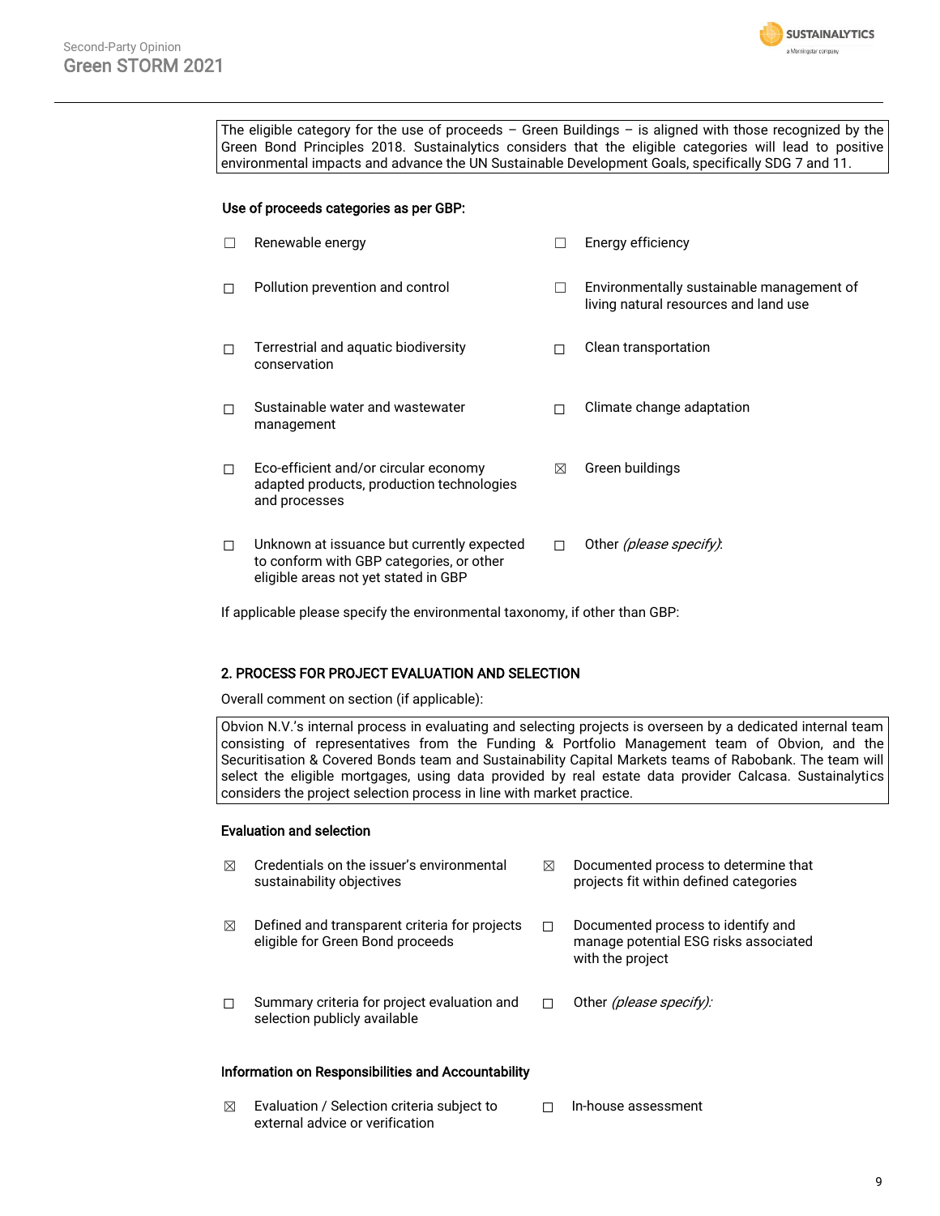The eligible category for the use of proceeds – Green Buildings – is aligned with those recognized by the Green Bond Principles 2018. Sustainalytics considers that the eligible categories will lead to positive environmental impacts and advance the UN Sustainable Development Goals, specifically SDG 7 and 11.

**Use of proceeds categories as per GBP:**

- ☐ Renewable energy
- ☐ Energy efficiency
- ☐ Pollution prevention and control
- ☐ Environmentally sustainable management of living natural resources and land use
- ☐ Terrestrial and aquatic biodiversity conservation
- ☐ Clean transportation
- ☐ Sustainable water and wastewater management
- ☐ Climate change adaptation
- ☐ Eco-efficient and/or circular economy adapted products, production technologies and processes
- ☒ Green buildings
- ☐ Unknown at issuance but currently expected to conform with GBP categories, or other eligible areas not yet stated in GBP
- ☐ Other *(please specify)*:

If applicable please specify the environmental taxonomy, if other than GBP:

## 2. PROCESS FOR PROJECT EVALUATION AND SELECTION

Overall comment on section (if applicable):

Obvion N.V.'s internal process in evaluating and selecting projects is overseen by a dedicated internal team consisting of representatives from the Funding & Portfolio Management team of Obvion, and the Securitisation & Covered Bonds team and Sustainability Capital Markets teams of Rabobank. The team will select the eligible mortgages, using data provided by real estate data provider Calcasa. Sustainalytics considers the project selection process in line with market practice.

**Evaluation and selection**

- ☒ Credentials on the issuer's environmental sustainability objectives
- ☒ Documented process to determine that projects fit within defined categories
- ☒ Defined and transparent criteria for projects eligible for Green Bond proceeds
- ☐ Documented process to identify and manage potential ESG risks associated with the project
- ☐ Summary criteria for project evaluation and selection publicly available
- ☐ Other *(please specify)*:

**Information on Responsibilities and Accountability**

- ☒ Evaluation / Selection criteria subject to external advice or verification
- ☐ In-house assessment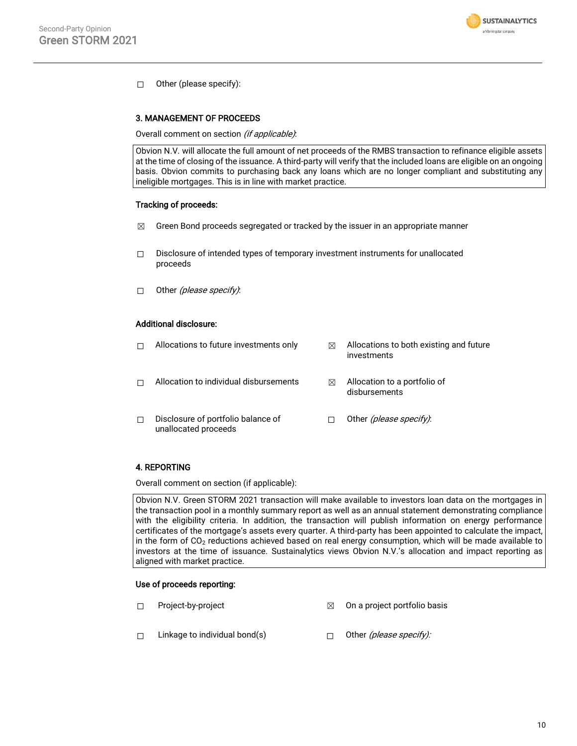☐ Other (please specify):

### 3. MANAGEMENT OF PROCEEDS

Overall comment on section *(if applicable)*:

| Obvion N.V. will allocate the full amount of net proceeds of the RMBS transaction to refinance eligible assets at the time of closing of the issuance. A third-party will verify that the included loans are eligible on an ongoing basis. Obvion commits to purchasing back any loans which are no longer compliant and substituting any ineligible mortgages. This is in line with market practice. |
|---|

**Tracking of proceeds:**

☒ Green Bond proceeds segregated or tracked by the issuer in an appropriate manner

☐ Disclosure of intended types of temporary investment instruments for unallocated proceeds

☐ Other *(please specify)*:

**Additional disclosure:**

☐ Allocations to future investments only

☒ Allocations to both existing and future investments

☐ Allocation to individual disbursements

☒ Allocation to a portfolio of disbursements

☐ Disclosure of portfolio balance of unallocated proceeds

☐ Other *(please specify)*:

### 4. REPORTING

Overall comment on section (if applicable):

| Obvion N.V. Green STORM 2021 transaction will make available to investors loan data on the mortgages in the transaction pool in a monthly summary report as well as an annual statement demonstrating compliance with the eligibility criteria. In addition, the transaction will publish information on energy performance certificates of the mortgage's assets every quarter. A third-party has been appointed to calculate the impact, in the form of $CO_2$ reductions achieved based on real energy consumption, which will be made available to investors at the time of issuance. Sustainalytics views Obvion N.V.'s allocation and impact reporting as aligned with market practice. |
|---|

**Use of proceeds reporting:**

☐ Project-by-project

☒ On a project portfolio basis

☐ Linkage to individual bond(s)

☐ Other *(please specify)*: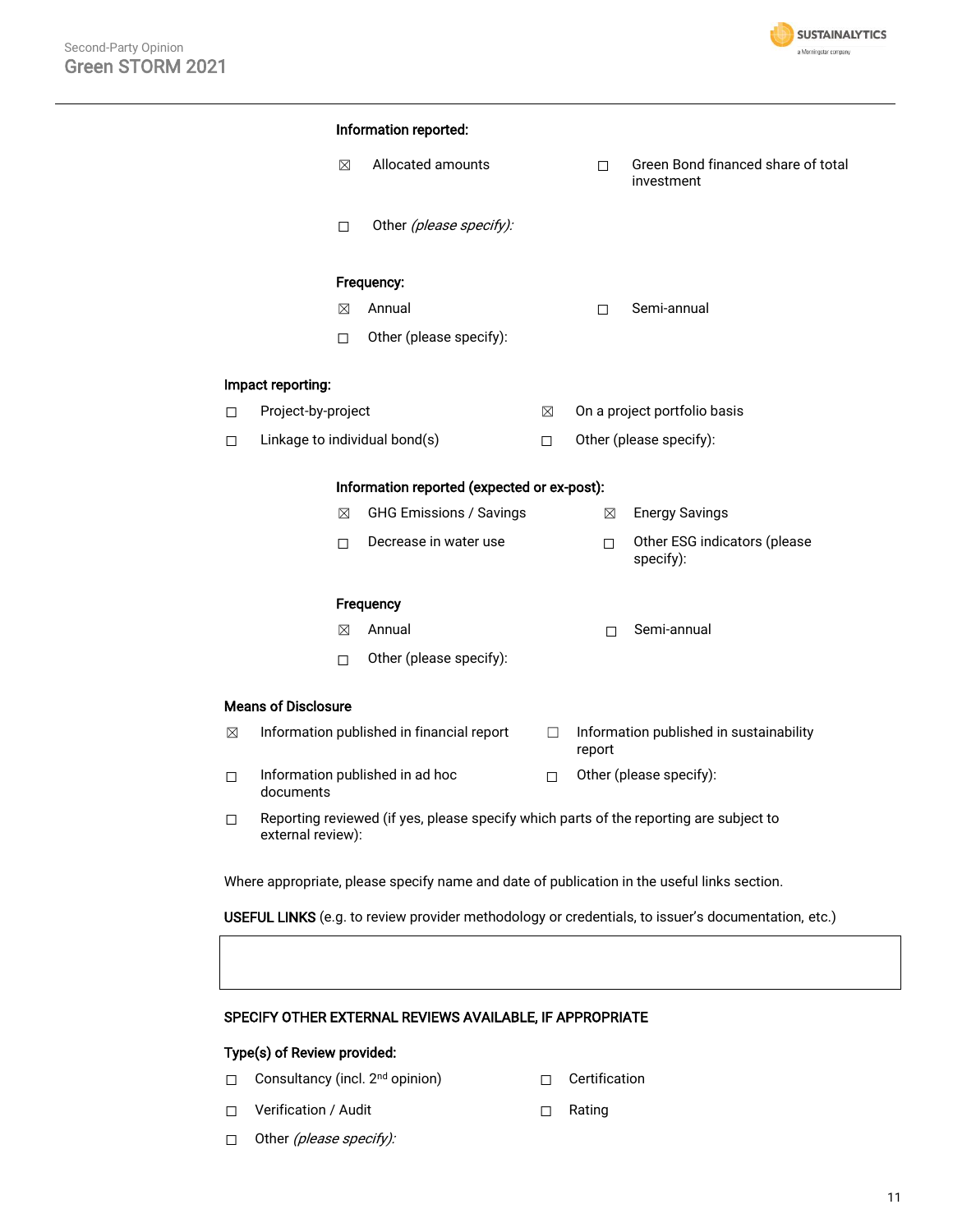**Information reported:**

☒ Allocated amounts

☐ Green Bond financed share of total investment

☐ Other *(please specify)*:

**Frequency:**

☒ Annual

☐ Semi-annual

☐ Other (please specify):

**Impact reporting:**

☐ Project-by-project

☒ On a project portfolio basis

☐ Linkage to individual bond(s)

☐ Other (please specify):

**Information reported (expected or ex-post):**

☒ GHG Emissions / Savings

☒ Energy Savings

☐ Decrease in water use

☐ Other ESG indicators (please specify):

**Frequency**

☒ Annual

☐ Semi-annual

☐ Other (please specify):

**Means of Disclosure**

☒ Information published in financial report

☐ Information published in sustainability report

☐ Information published in ad hoc documents

☐ Other (please specify):

☐ Reporting reviewed (if yes, please specify which parts of the reporting are subject to external review):

Where appropriate, please specify name and date of publication in the useful links section.

**USEFUL LINKS** (e.g. to review provider methodology or credentials, to issuer's documentation, etc.)

| |
|---|
| |

**SPECIFY OTHER EXTERNAL REVIEWS AVAILABLE, IF APPROPRIATE**

**Type(s) of Review provided:**

☐ Consultancy (incl. 2nd opinion)

☐ Certification

☐ Verification / Audit

☐ Rating

☐ Other *(please specify)*: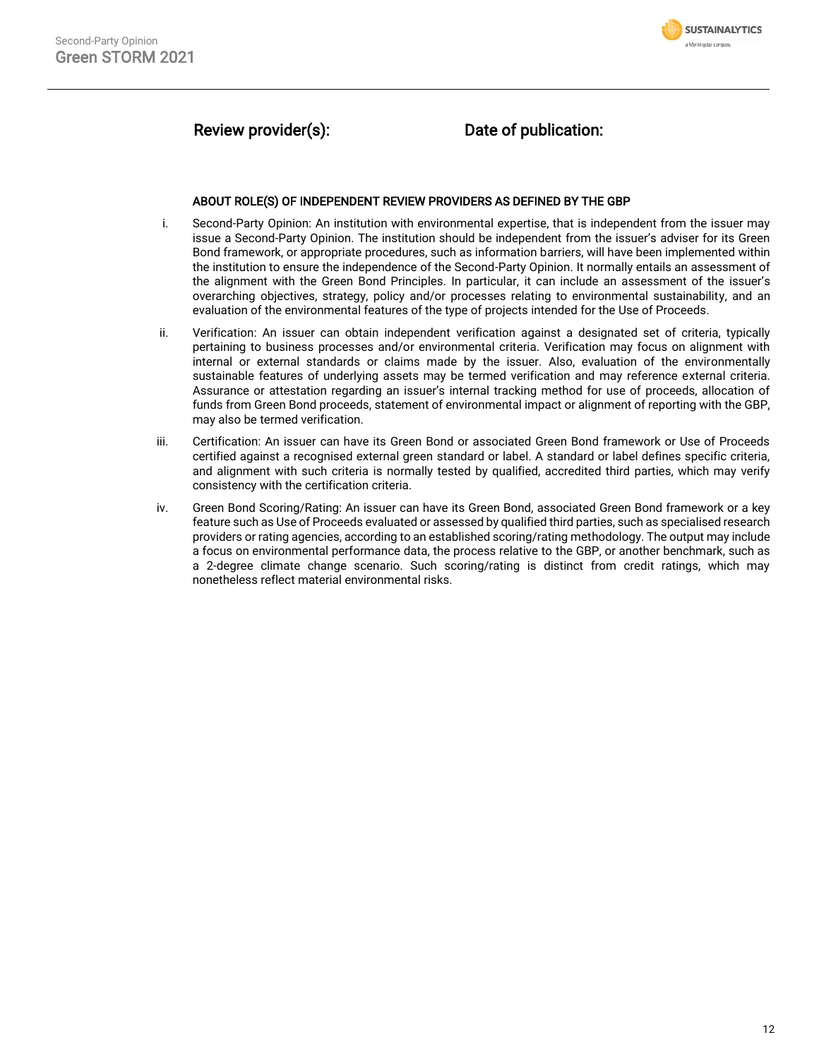**Review provider(s):** **Date of publication:**

**ABOUT ROLE(S) OF INDEPENDENT REVIEW PROVIDERS AS DEFINED BY THE GBP**

i. Second-Party Opinion: An institution with environmental expertise, that is independent from the issuer may issue a Second-Party Opinion. The institution should be independent from the issuer's adviser for its Green Bond framework, or appropriate procedures, such as information barriers, will have been implemented within the institution to ensure the independence of the Second-Party Opinion. It normally entails an assessment of the alignment with the Green Bond Principles. In particular, it can include an assessment of the issuer's overarching objectives, strategy, policy and/or processes relating to environmental sustainability, and an evaluation of the environmental features of the type of projects intended for the Use of Proceeds.

ii. Verification: An issuer can obtain independent verification against a designated set of criteria, typically pertaining to business processes and/or environmental criteria. Verification may focus on alignment with internal or external standards or claims made by the issuer. Also, evaluation of the environmentally sustainable features of underlying assets may be termed verification and may reference external criteria. Assurance or attestation regarding an issuer's internal tracking method for use of proceeds, allocation of funds from Green Bond proceeds, statement of environmental impact or alignment of reporting with the GBP, may also be termed verification.

iii. Certification: An issuer can have its Green Bond or associated Green Bond framework or Use of Proceeds certified against a recognised external green standard or label. A standard or label defines specific criteria, and alignment with such criteria is normally tested by qualified, accredited third parties, which may verify consistency with the certification criteria.

iv. Green Bond Scoring/Rating: An issuer can have its Green Bond, associated Green Bond framework or a key feature such as Use of Proceeds evaluated or assessed by qualified third parties, such as specialised research providers or rating agencies, according to an established scoring/rating methodology. The output may include a focus on environmental performance data, the process relative to the GBP, or another benchmark, such as a 2-degree climate change scenario. Such scoring/rating is distinct from credit ratings, which may nonetheless reflect material environmental risks.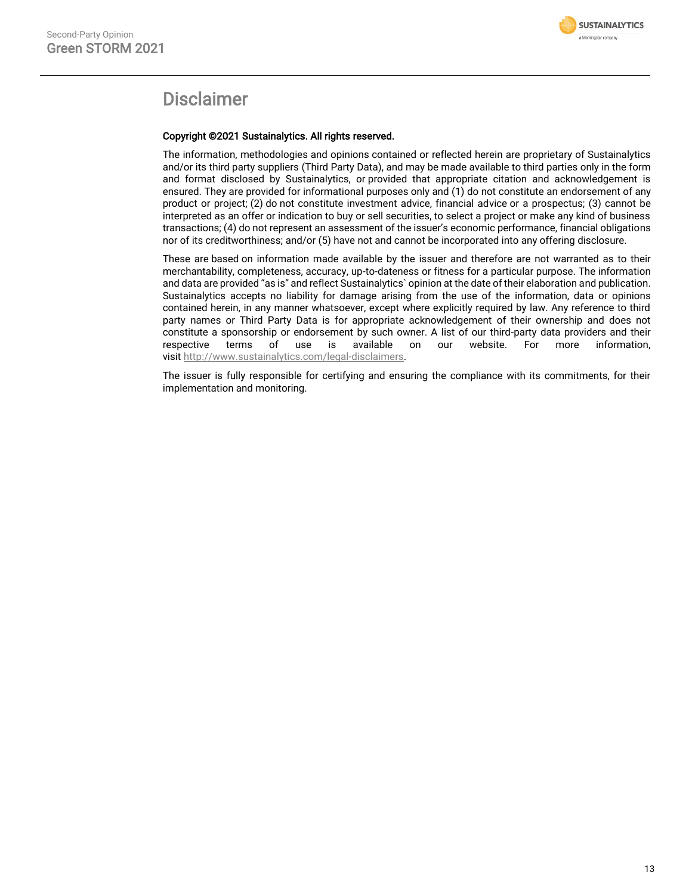# Disclaimer

**Copyright ©2021 Sustainalytics. All rights reserved.**

The information, methodologies and opinions contained or reflected herein are proprietary of Sustainalytics and/or its third party suppliers (Third Party Data), and may be made available to third parties only in the form and format disclosed by Sustainalytics, or provided that appropriate citation and acknowledgement is ensured. They are provided for informational purposes only and (1) do not constitute an endorsement of any product or project; (2) do not constitute investment advice, financial advice or a prospectus; (3) cannot be interpreted as an offer or indication to buy or sell securities, to select a project or make any kind of business transactions; (4) do not represent an assessment of the issuer's economic performance, financial obligations nor of its creditworthiness; and/or (5) have not and cannot be incorporated into any offering disclosure.

These are based on information made available by the issuer and therefore are not warranted as to their merchantability, completeness, accuracy, up-to-dateness or fitness for a particular purpose. The information and data are provided "as is" and reflect Sustainalytics` opinion at the date of their elaboration and publication. Sustainalytics accepts no liability for damage arising from the use of the information, data or opinions contained herein, in any manner whatsoever, except where explicitly required by law. Any reference to third party names or Third Party Data is for appropriate acknowledgement of their ownership and does not constitute a sponsorship or endorsement by such owner. A list of our third-party data providers and their respective terms of use is available on our website. For more information, visit http://www.sustainalytics.com/legal-disclaimers.

The issuer is fully responsible for certifying and ensuring the compliance with its commitments, for their implementation and monitoring.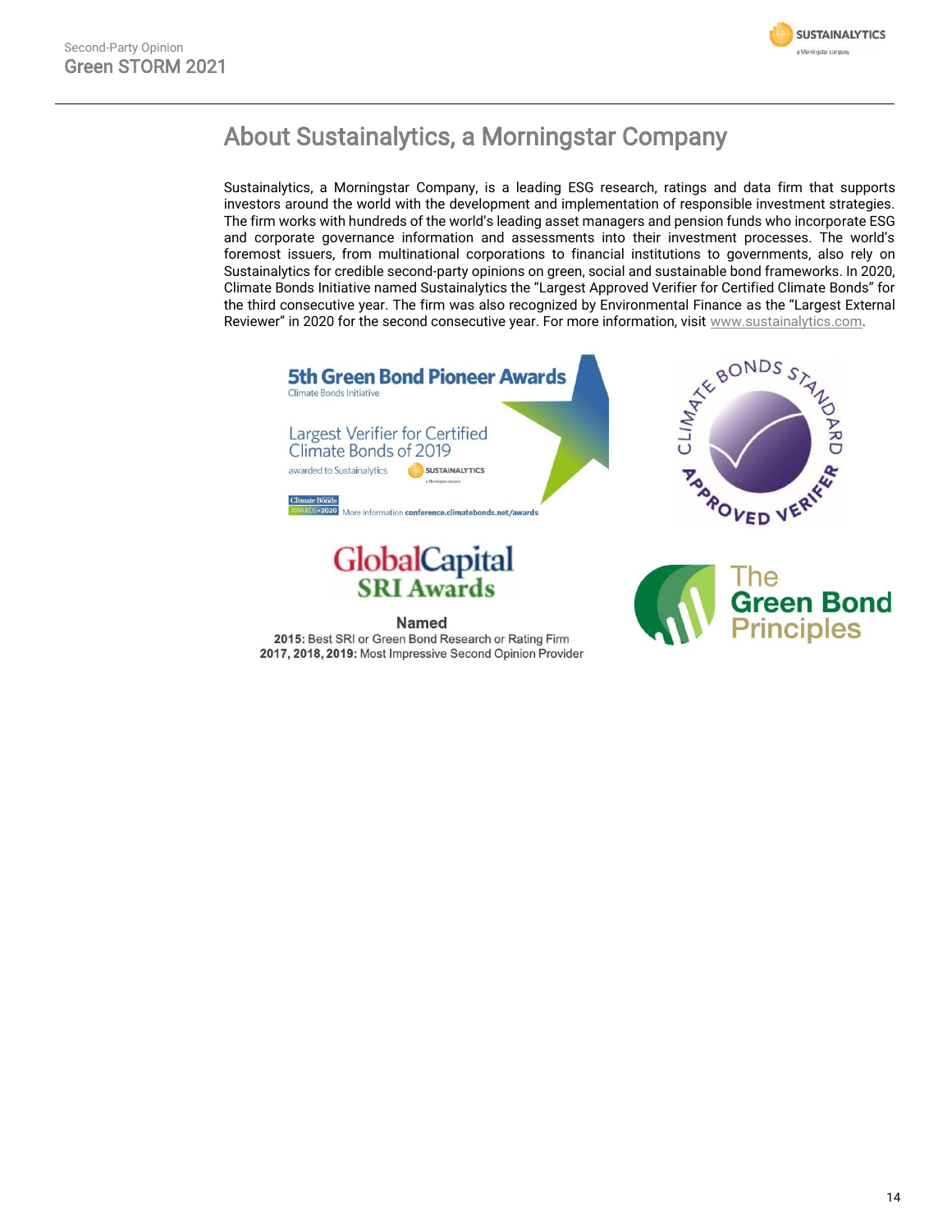## About Sustainalytics, a Morningstar Company

Sustainalytics, a Morningstar Company, is a leading ESG research, ratings and data firm that supports investors around the world with the development and implementation of responsible investment strategies. The firm works with hundreds of the world's leading asset managers and pension funds who incorporate ESG and corporate governance information and assessments into their investment processes. The world's foremost issuers, from multinational corporations to financial institutions to governments, also rely on Sustainalytics for credible second-party opinions on green, social and sustainable bond frameworks. In 2020, Climate Bonds Initiative named Sustainalytics the "Largest Approved Verifier for Certified Climate Bonds" for the third consecutive year. The firm was also recognized by Environmental Finance as the "Largest External Reviewer" in 2020 for the second consecutive year. For more information, visit www.sustainalytics.com.

5th Green Bond Pioneer Awards
Climate Bonds Initiative

Largest Verifier for Certified Climate Bonds of 2019
awarded to Sustainalytics

Climate Bonds AWARDS • 2020 More information conference.climatebonds.net/awards

CLIMATE BONDS STANDARD APPROVED VERIFIER

GlobalCapital SRI Awards

**Named**

**2015:** Best SRI or Green Bond Research or Rating Firm

**2017, 2018, 2019:** Most Impressive Second Opinion Provider

The Green Bond Principles